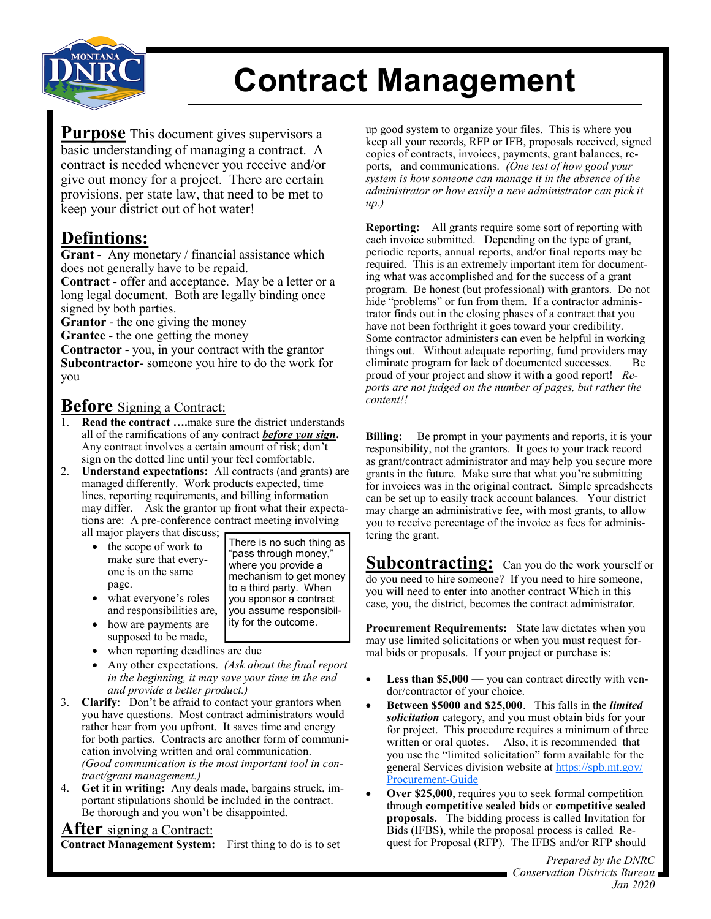# Contract Management

## Purpose

This document gives supervisors a basic understanding of managing a contract. A contract is needed whenever you receive and/or give out money for a project. There are certain provisions, per state law, that need to be met to keep your district out of hot water!

## Defintions:

**Grant** - Any monetary / financial assistance which does not generally have to be repaid.
**Contract** - offer and acceptance. May be a letter or a long legal document. Both are legally binding once signed by both parties.
**Grantor** - the one giving the money
**Grantee** - the one getting the money
**Contractor** - you, in your contract with the grantor
**Subcontractor**- someone you hire to do the work for you

## Before Signing a Contract:

1. **Read the contract ….**make sure the district understands all of the ramifications of any contract ***before you sign*.** Any contract involves a certain amount of risk; don't sign on the dotted line until your feel comfortable.
2. **Understand expectations:** All contracts (and grants) are managed differently. Work products expected, time lines, reporting requirements, and billing information may differ. Ask the grantor up front what their expectations are: A pre-conference contract meeting involving all major players that discuss;
   - the scope of work to make sure that everyone is on the same page.
   - what everyone's roles and responsibilities are,
   - how are payments are supposed to be made,
   - when reporting deadlines are due
   - Any other expectations. *(Ask about the final report in the beginning, it may save your time in the end and provide a better product.)*
3. **Clarify**: Don't be afraid to contact your grantors when you have questions. Most contract administrators would rather hear from you upfront. It saves time and energy for both parties. Contracts are another form of communication involving written and oral communication. *(Good communication is the most important tool in contract/grant management.)*
4. **Get it in writing:** Any deals made, bargains struck, important stipulations should be included in the contract. Be thorough and you won't be disappointed.

There is no such thing as "pass through money," where you provide a mechanism to get money to a third party. When you sponsor a contract you assume responsibility for the outcome.

## After signing a Contract:

**Contract Management System:** First thing to do is to set up good system to organize your files. This is where you keep all your records, RFP or IFB, proposals received, signed copies of contracts, invoices, payments, grant balances, reports, and communications. *(One test of how good your system is how someone can manage it in the absence of the administrator or how easily a new administrator can pick it up.)*

**Reporting:** All grants require some sort of reporting with each invoice submitted. Depending on the type of grant, periodic reports, annual reports, and/or final reports may be required. This is an extremely important item for documenting what was accomplished and for the success of a grant program. Be honest (but professional) with grantors. Do not hide "problems" or fun from them. If a contractor administrator finds out in the closing phases of a contract that you have not been forthright it goes toward your credibility. Some contractor administers can even be helpful in working things out. Without adequate reporting, fund providers may eliminate program for lack of documented successes. Be proud of your project and show it with a good report! *Reports are not judged on the number of pages, but rather the content!!*

**Billing:** Be prompt in your payments and reports, it is your responsibility, not the grantors. It goes to your track record as grant/contract administrator and may help you secure more grants in the future. Make sure that what you're submitting for invoices was accomplished in the original contract. Simple spreadsheets can be set up to easily track account balances. Your district may charge an administrative fee, with most grants, to allow you to receive percentage of the invoice as fees for administering the grant.

## Subcontracting:

Can you do the work yourself or do you need to hire someone? If you need to hire someone, you will need to enter into another contract Which in this case, you, the district, becomes the contract administrator.

**Procurement Requirements:** State law dictates when you may use limited solicitations or when you must request formal bids or proposals. If your project or purchase is:

- **Less than $5,000** — you can contract directly with vendor/contractor of your choice.
- **Between $5000 and $25,000**. This falls in the ***limited solicitation*** category, and you must obtain bids for your for project. This procedure requires a minimum of three written or oral quotes. Also, it is recommended that you use the "limited solicitation" form available for the general Services division website at https://spb.mt.gov/Procurement-Guide
- **Over $25,000**, requires you to seek formal competition through **competitive sealed bids** or **competitive sealed proposals.** The bidding process is called Invitation for Bids (IFBS), while the proposal process is called Request for Proposal (RFP). The IFBS and/or RFP should

*Prepared by the DNRC Conservation Districts Bureau Jan 2020*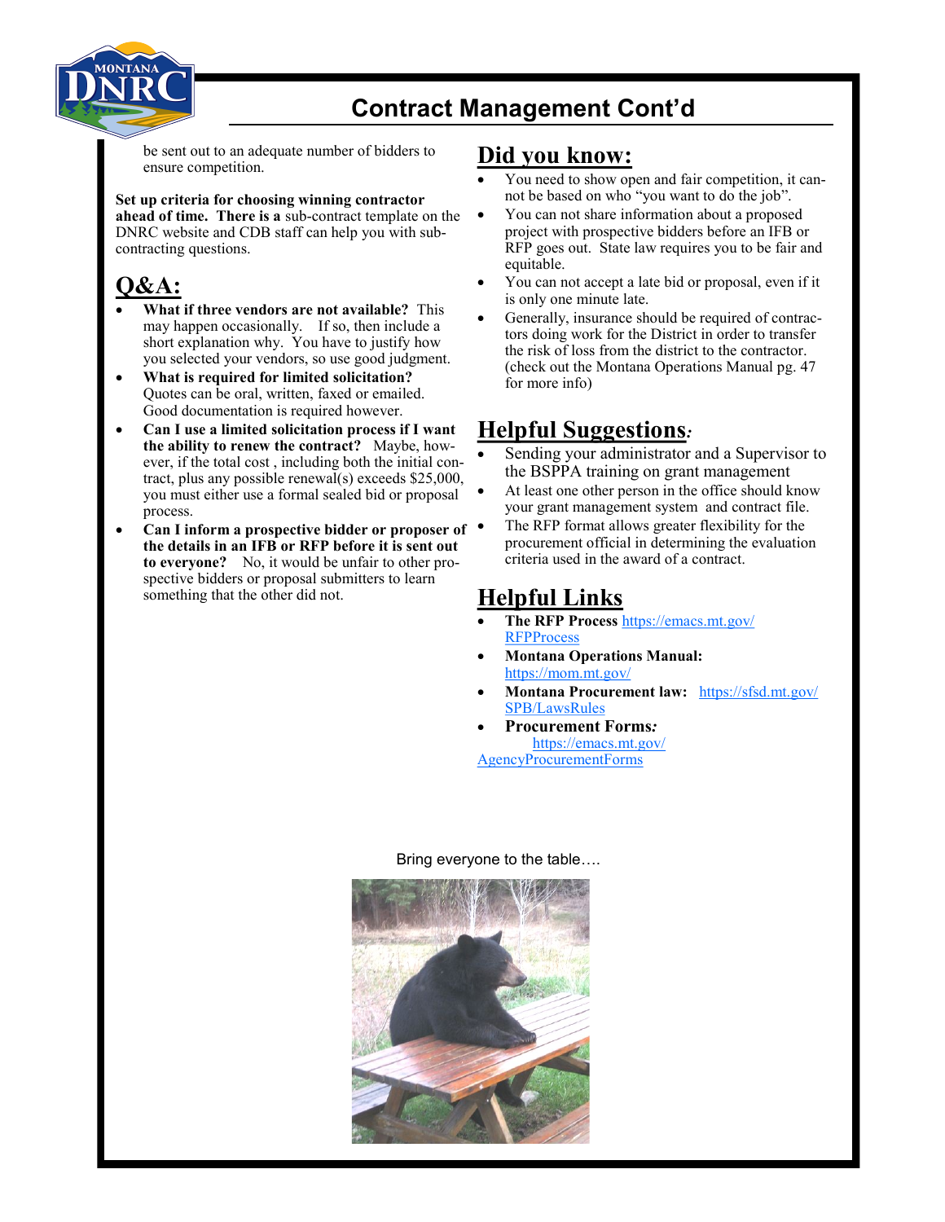# Contract Management Cont'd

be sent out to an adequate number of bidders to ensure competition.

**Set up criteria for choosing winning contractor ahead of time. There is a** sub-contract template on the DNRC website and CDB staff can help you with sub-contracting questions.

## Q&A:

- **What if three vendors are not available?** This may happen occasionally. If so, then include a short explanation why. You have to justify how you selected your vendors, so use good judgment.
- **What is required for limited solicitation?** Quotes can be oral, written, faxed or emailed. Good documentation is required however.
- **Can I use a limited solicitation process if I want the ability to renew the contract?** Maybe, however, if the total cost , including both the initial contract, plus any possible renewal(s) exceeds $25,000, you must either use a formal sealed bid or proposal process.
- **Can I inform a prospective bidder or proposer of the details in an IFB or RFP before it is sent out to everyone?** No, it would be unfair to other prospective bidders or proposal submitters to learn something that the other did not.

## Did you know:

- You need to show open and fair competition, it cannot be based on who "you want to do the job".
- You can not share information about a proposed project with prospective bidders before an IFB or RFP goes out. State law requires you to be fair and equitable.
- You can not accept a late bid or proposal, even if it is only one minute late.
- Generally, insurance should be required of contractors doing work for the District in order to transfer the risk of loss from the district to the contractor. (check out the Montana Operations Manual pg. 47 for more info)

## Helpful Suggestions:

- Sending your administrator and a Supervisor to the BSPPA training on grant management
- At least one other person in the office should know your grant management system and contract file.
- The RFP format allows greater flexibility for the procurement official in determining the evaluation criteria used in the award of a contract.

## Helpful Links

- **The RFP Process** https://emacs.mt.gov/RFPProcess
- **Montana Operations Manual:** https://mom.mt.gov/
- **Montana Procurement law:** https://sfsd.mt.gov/SPB/LawsRules
- **Procurement Forms:** https://emacs.mt.gov/AgencyProcurementForms

Bring everyone to the table….